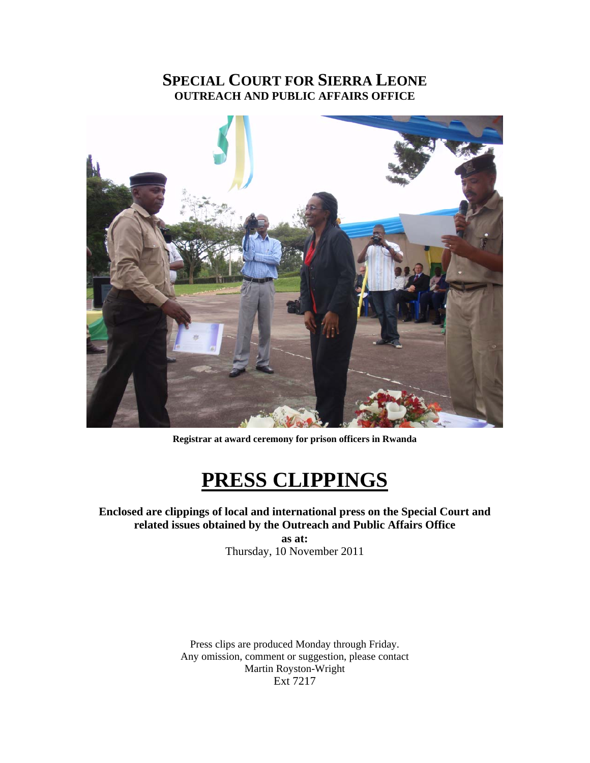# SPECIAL COURT FOR SIERRA LEONE
## OUTREACH AND PUBLIC AFFAIRS OFFICE

**Registrar at award ceremony for prison officers in Rwanda**

# PRESS CLIPPINGS

**Enclosed are clippings of local and international press on the Special Court and related issues obtained by the Outreach and Public Affairs Office**

**as at:**

Thursday, 10 November 2011

Press clips are produced Monday through Friday.
Any omission, comment or suggestion, please contact
Martin Royston-Wright
Ext 7217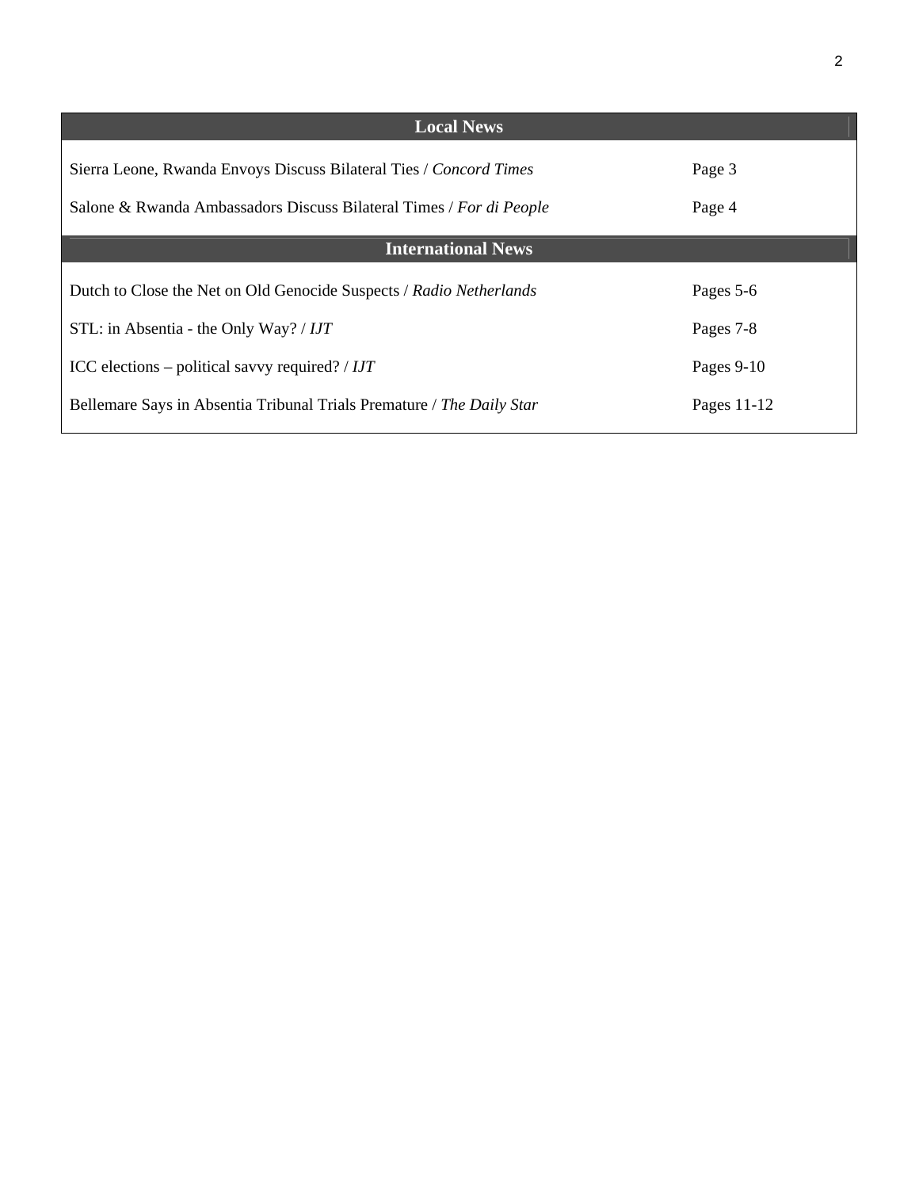| Local News | |
|---|---|
| Sierra Leone, Rwanda Envoys Discuss Bilateral Ties / *Concord Times* | Page 3 |
| Salone & Rwanda Ambassadors Discuss Bilateral Times / *For di People* | Page 4 |
| **International News** | |
| Dutch to Close the Net on Old Genocide Suspects / *Radio Netherlands* | Pages 5-6 |
| STL: in Absentia - the Only Way? / *IJT* | Pages 7-8 |
| ICC elections – political savvy required? / *IJT* | Pages 9-10 |
| Bellemare Says in Absentia Tribunal Trials Premature / *The Daily Star* | Pages 11-12 |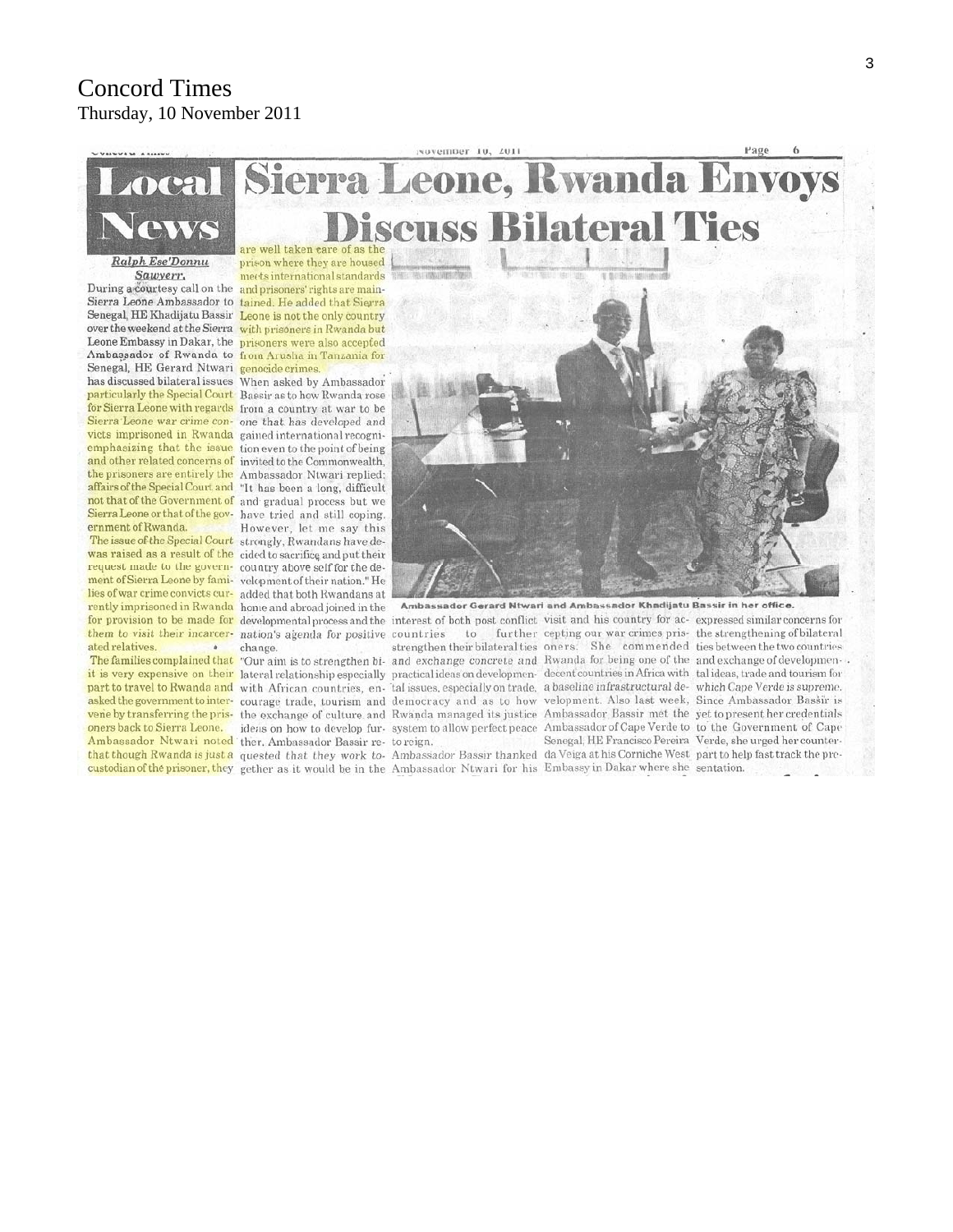Concord Times
Thursday, 10 November 2011

# Local News

# Sierra Leone, Rwanda Envoys Discuss Bilateral Ties

*Ralph Ese'Donnu Sawyerr.*

During a courtesy call on the Sierra Leone Ambassador to Senegal, HE Khadijatu Bassir over the weekend at the Sierra Leone Embassy in Dakar, the Ambassador of Rwanda to Senegal, HE Gerard Ntwari has discussed bilateral issues particularly the Special Court for Sierra Leone with regards Sierra Leone war crime convicts imprisoned in Rwanda emphasizing that the issue and other related concerns of the prisoners are entirely the affairs of the Special Court and not that of the Government of Sierra Leone or that of the government of Rwanda.

The issue of the Special Court was raised as a result of the request made to the government of Sierra Leone by families of war crime convicts currently imprisoned in Rwanda for provision to be made for them to visit their incarcerated relatives.

The families complained that it is very expensive on their part to travel to Rwanda and asked the government to intervene by transferring the prisoners back to Sierra Leone.

Ambassador Ntwari noted that though Rwanda is just a custodian of the prisoner, they are well taken care of as the prison where they are housed meets international standards and prisoners' rights are maintained. He added that Sierra Leone is not the only country with prisoners in Rwanda but prisoners were also accepted from Arusha in Tanzania for genocide crimes.

When asked by Ambassador Bassir as to how Rwanda rose from a country at war to be one that has developed and gained international recognition even to the point of being invited to the Commonwealth, Ambassador Ntwari replied: "It has been a long, difficult and gradual process but we have tried and still coping. However, let me say this strongly, Rwandans have decided to sacrifice and put their country above self for the development of their nation." He added that both Rwandans at home and abroad joined in the developmental process and the nation's agenda for positive change.

"Our aim is to strengthen bilateral relationship especially with African countries, encourage trade, tourism and the exchange of culture and ideas on how to develop further. Ambassador Bassir requested that they work together as it would be in the interest of both post conflict countries to further strengthen their bilateral ties and exchange concrete and practical ideas on developmental issues, especially on trade, democracy and as to how Rwanda managed its justice system to allow perfect peace to reign.

Ambassador Bassir thanked Ambassador Ntwari for his visit and his country for accepting our war crimes prisoners. She commended Rwanda for being one of the decent countries in Africa with a baseline infrastructural development. Also last week, Ambassador Bassir met the Ambassador of Cape Verde to Senegal, HE Francisco Pereira da Veiga at his Corniche West Embassy in Dakar where she expressed similar concerns for the strengthening of bilateral ties between the two countries and exchange of developmental ideas, trade and tourism for which Cape Verde is supreme. Since Ambassador Bassir is yet to present her credentials to the Government of Cape Verde, she urged her counterpart to help fast track the presentation.

Ambassador Gerard Ntwari and Ambassador Khadijatu Bassir in her office.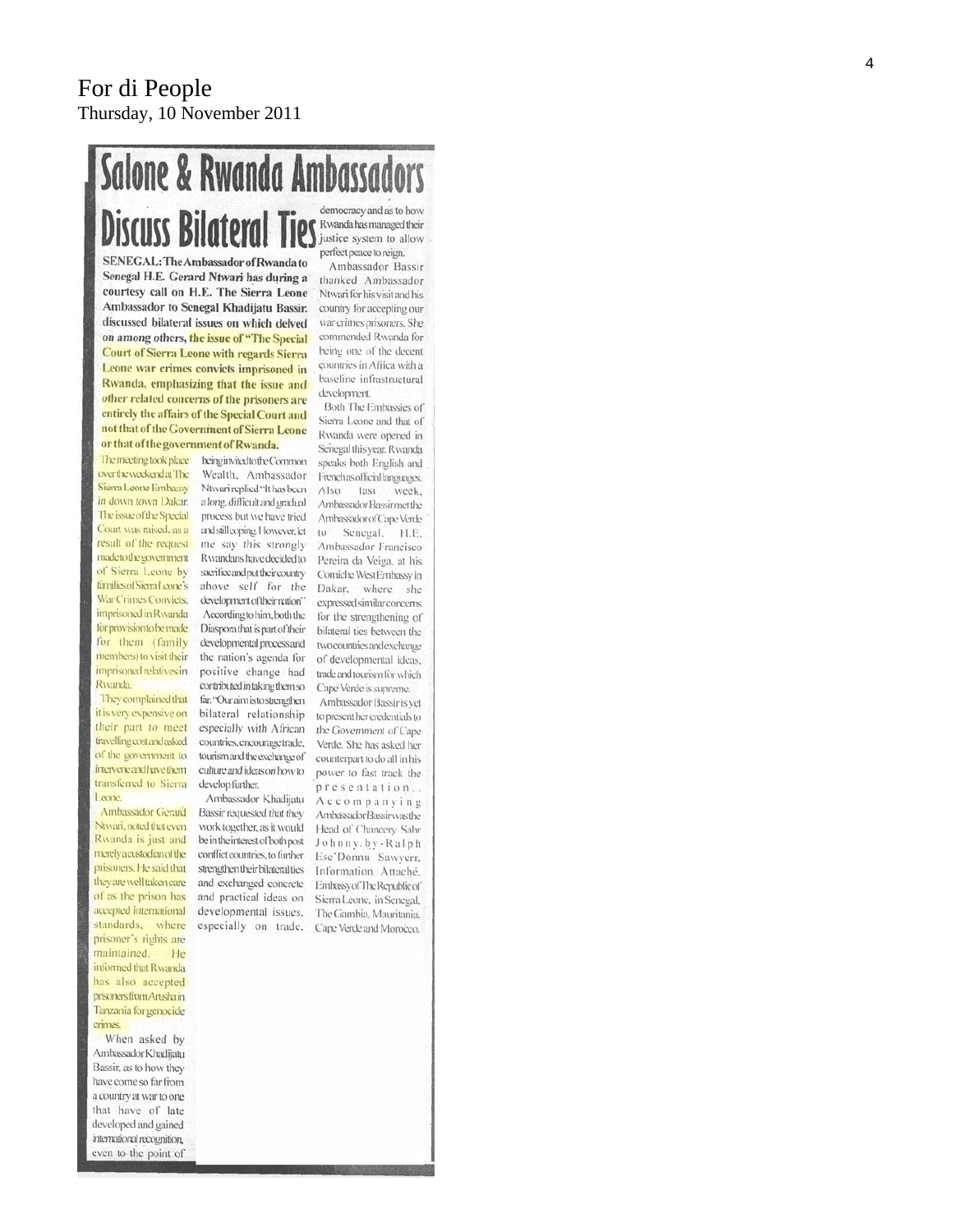For di People
Thursday, 10 November 2011

# Salone & Rwanda Ambassadors Discuss Bilateral Ties

**SENEGAL: The Ambassador of Rwanda to Senegal H.E. Gerard Ntwari has during a courtesy call on H.E. The Sierra Leone Ambassador to Senegal Khadijatu Bassir. discussed bilateral issues on which delved on among others, the issue of "The Special Court of Sierra Leone with regards Sierra Leone war crimes convicts imprisoned in Rwanda, emphasizing that the issue and other related concerns of the prisoners are entirely the affairs of the Special Court and not that of the Government of Sierra Leone or that of the government of Rwanda.**

The meeting took place over the weekend at The Sierra Leone Embassy in down town Dakar. The issue of the Special Court was raised, as a result of the request made to the government of Sierra Leone by families of Sierra Leone's War Crimes Convicts, imprisoned in Rwanda for provision to be made for them (family members) to visit their imprisoned relatives in Rwanda.

They complained that it is very expensive on their part to meet travelling cost and asked of the government to intervene and have them transferred to Sierra Leone.

Ambassador Gerard Ntwari, noted that even Rwanda is just and merely a custodian of the prisoners. He said that they are well taken care of as the prison has accepted international standards, where prisoner's rights are maintained. He informed that Rwanda has also accepted prisoners from Arusha in Tanzania for genocide crimes.

When asked by Ambassador Khadijatu Bassir, as to how they have come so far from a country at war to one that have of late developed and gained international recognition, even to the point of being invited to the Common Wealth, Ambassador Ntwari replied "It has been a long, difficult and gradual process but we have tried and still coping. However, let me say this strongly Rwandans have decided to sacrifice and put their country above self for the development of their nation".

According to him, both the Diaspora (that is part of their developmental process and the nation's agenda for positive change had contributed in taking them so far. "Our aim is to strengthen bilateral relationship especially with African countries, encourage trade, tourism and the exchange of culture and ideas on how to develop further.

Ambassador Khadijatu Bassir requested that they work together, as it would be in the interest of both post conflict countries, to further strengthen their bilateral ties and exchanged concrete and practical ideas on developmental issues, especially on trade, democracy and as to how Rwanda has managed their justice system to allow perfect peace to reign.

Ambassador Bassir thanked Ambassador Ntwari for his visit and his country for accepting our war crimes prisoners. She commended Rwanda for being one of the decent countries in Africa with a baseline infrastructural development.

Both The Embassies of Sierra Leone and that of Rwanda were opened in Senegal this year. Rwanda speaks both English and French as official languages. Also last week, Ambassador Bassir met the Ambassador of Cape Verde to Senegal, H.E. Ambassador Francisco Pereira da Veiga, at his Corniche West Embassy in Dakar, where she expressed similar concerns for the strengthening of bilateral ties between the two countries and exchange of developmental ideas, trade and tourism for which Cape Verde is supreme.

Ambassador Bassir is yet to present her credentials to the Government of Cape Verde. She has asked her counterpart to do all in his power to fast track the presentation..

Accompanying Ambassador Bassir was the Head of Chancery Sahr Johnny. by-Ralph Ese'Donnu Sawyerr, Information Attaché, Embassy of The Republic of Sierra Leone, in Senegal, The Gambia, Mauritania, Cape Verde and Morocco.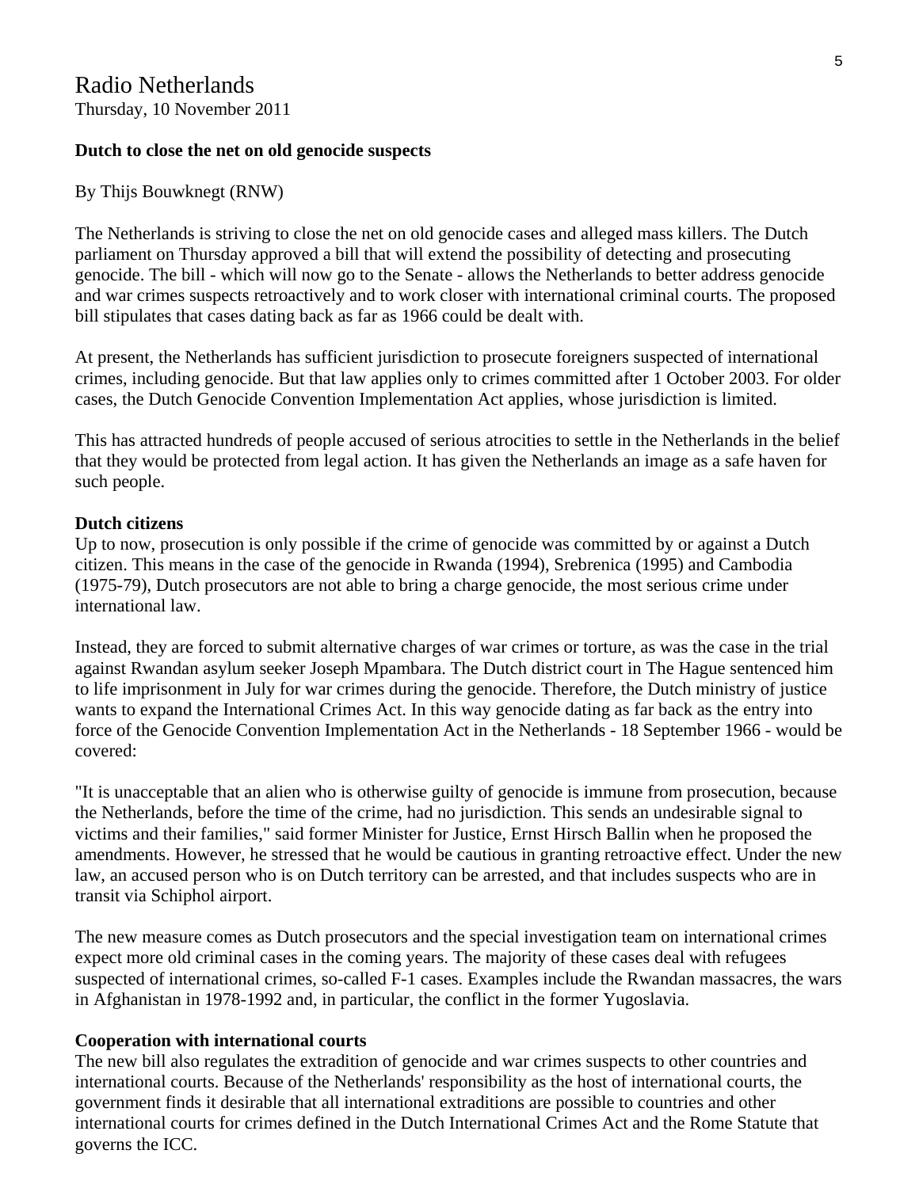# Radio Netherlands

Thursday, 10 November 2011

**Dutch to close the net on old genocide suspects**

By Thijs Bouwknegt (RNW)

The Netherlands is striving to close the net on old genocide cases and alleged mass killers. The Dutch parliament on Thursday approved a bill that will extend the possibility of detecting and prosecuting genocide. The bill - which will now go to the Senate - allows the Netherlands to better address genocide and war crimes suspects retroactively and to work closer with international criminal courts. The proposed bill stipulates that cases dating back as far as 1966 could be dealt with.

At present, the Netherlands has sufficient jurisdiction to prosecute foreigners suspected of international crimes, including genocide. But that law applies only to crimes committed after 1 October 2003. For older cases, the Dutch Genocide Convention Implementation Act applies, whose jurisdiction is limited.

This has attracted hundreds of people accused of serious atrocities to settle in the Netherlands in the belief that they would be protected from legal action. It has given the Netherlands an image as a safe haven for such people.

**Dutch citizens**

Up to now, prosecution is only possible if the crime of genocide was committed by or against a Dutch citizen. This means in the case of the genocide in Rwanda (1994), Srebrenica (1995) and Cambodia (1975-79), Dutch prosecutors are not able to bring a charge genocide, the most serious crime under international law.

Instead, they are forced to submit alternative charges of war crimes or torture, as was the case in the trial against Rwandan asylum seeker Joseph Mpambara. The Dutch district court in The Hague sentenced him to life imprisonment in July for war crimes during the genocide. Therefore, the Dutch ministry of justice wants to expand the International Crimes Act. In this way genocide dating as far back as the entry into force of the Genocide Convention Implementation Act in the Netherlands - 18 September 1966 - would be covered:

"It is unacceptable that an alien who is otherwise guilty of genocide is immune from prosecution, because the Netherlands, before the time of the crime, had no jurisdiction. This sends an undesirable signal to victims and their families," said former Minister for Justice, Ernst Hirsch Ballin when he proposed the amendments. However, he stressed that he would be cautious in granting retroactive effect. Under the new law, an accused person who is on Dutch territory can be arrested, and that includes suspects who are in transit via Schiphol airport.

The new measure comes as Dutch prosecutors and the special investigation team on international crimes expect more old criminal cases in the coming years. The majority of these cases deal with refugees suspected of international crimes, so-called F-1 cases. Examples include the Rwandan massacres, the wars in Afghanistan in 1978-1992 and, in particular, the conflict in the former Yugoslavia.

**Cooperation with international courts**

The new bill also regulates the extradition of genocide and war crimes suspects to other countries and international courts. Because of the Netherlands' responsibility as the host of international courts, the government finds it desirable that all international extraditions are possible to countries and other international courts for crimes defined in the Dutch International Crimes Act and the Rome Statute that governs the ICC.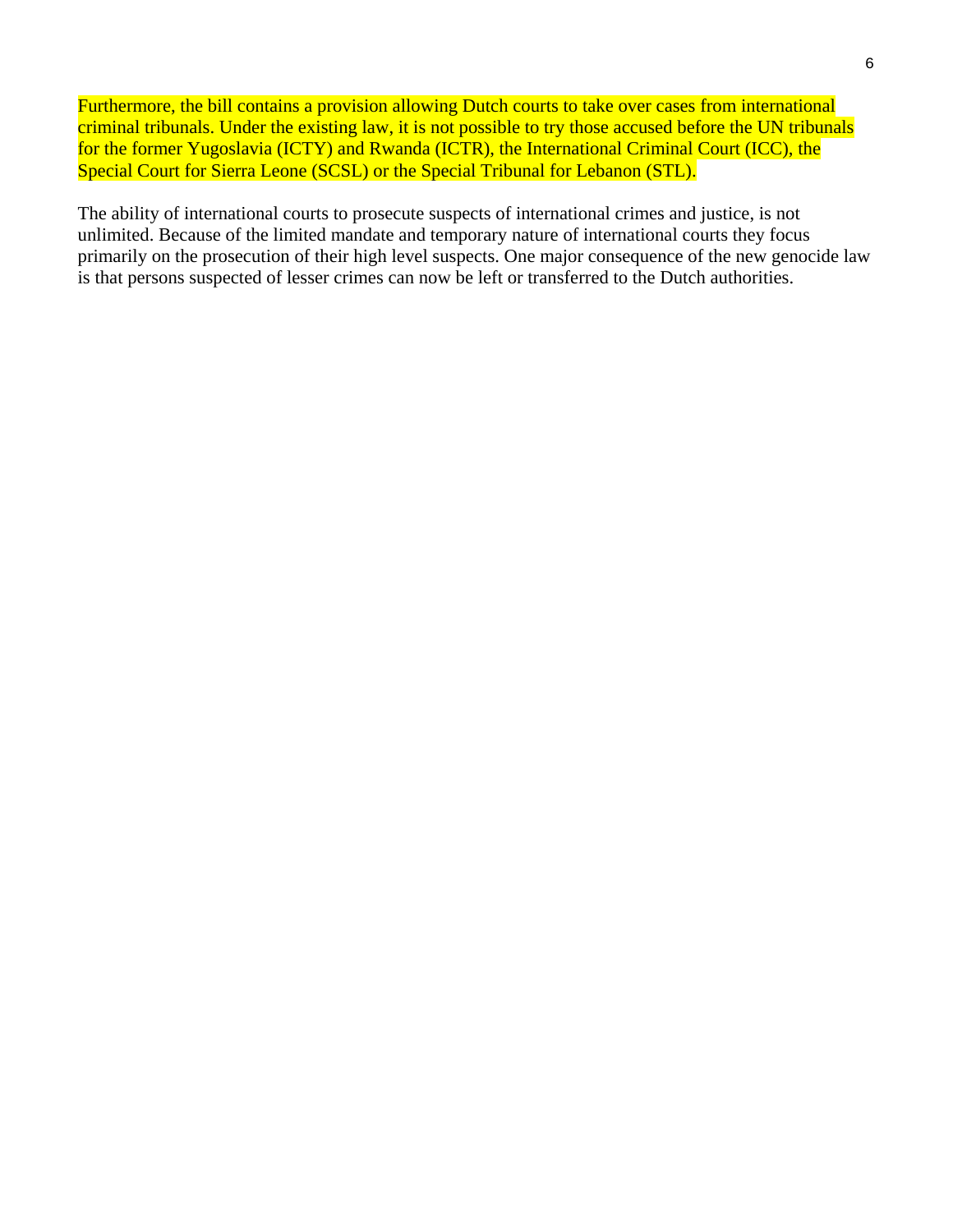Furthermore, the bill contains a provision allowing Dutch courts to take over cases from international criminal tribunals. Under the existing law, it is not possible to try those accused before the UN tribunals for the former Yugoslavia (ICTY) and Rwanda (ICTR), the International Criminal Court (ICC), the Special Court for Sierra Leone (SCSL) or the Special Tribunal for Lebanon (STL).

The ability of international courts to prosecute suspects of international crimes and justice, is not unlimited. Because of the limited mandate and temporary nature of international courts they focus primarily on the prosecution of their high level suspects. One major consequence of the new genocide law is that persons suspected of lesser crimes can now be left or transferred to the Dutch authorities.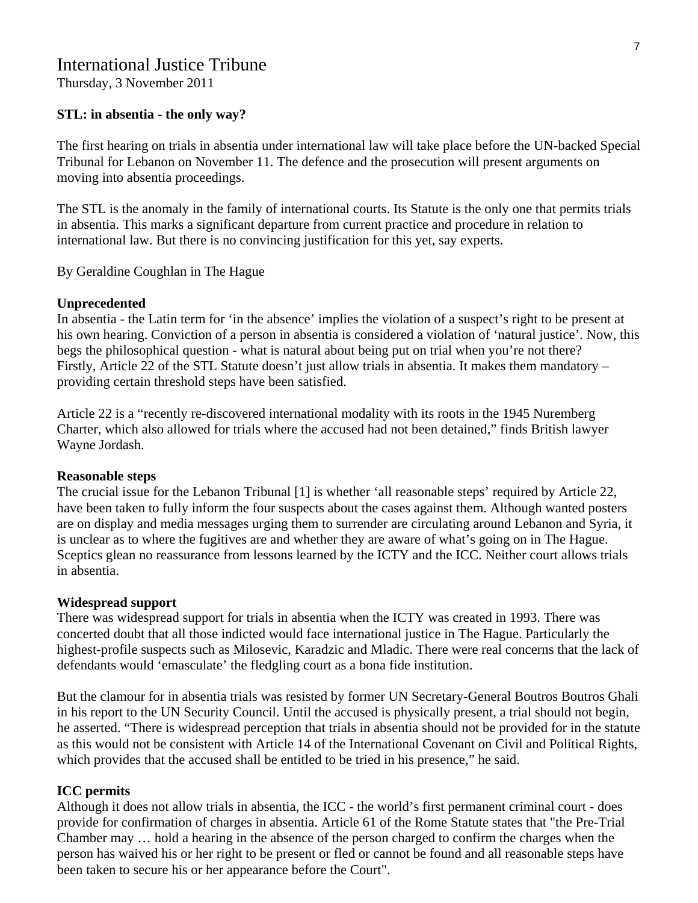# International Justice Tribune

Thursday, 3 November 2011

**STL: in absentia - the only way?**

The first hearing on trials in absentia under international law will take place before the UN-backed Special Tribunal for Lebanon on November 11. The defence and the prosecution will present arguments on moving into absentia proceedings.

The STL is the anomaly in the family of international courts. Its Statute is the only one that permits trials in absentia. This marks a significant departure from current practice and procedure in relation to international law. But there is no convincing justification for this yet, say experts.

By Geraldine Coughlan in The Hague

**Unprecedented**

In absentia - the Latin term for 'in the absence' implies the violation of a suspect's right to be present at his own hearing. Conviction of a person in absentia is considered a violation of 'natural justice'. Now, this begs the philosophical question - what is natural about being put on trial when you're not there?
Firstly, Article 22 of the STL Statute doesn't just allow trials in absentia. It makes them mandatory – providing certain threshold steps have been satisfied.

Article 22 is a "recently re-discovered international modality with its roots in the 1945 Nuremberg Charter, which also allowed for trials where the accused had not been detained," finds British lawyer Wayne Jordash.

**Reasonable steps**

The crucial issue for the Lebanon Tribunal [1] is whether 'all reasonable steps' required by Article 22, have been taken to fully inform the four suspects about the cases against them. Although wanted posters are on display and media messages urging them to surrender are circulating around Lebanon and Syria, it is unclear as to where the fugitives are and whether they are aware of what's going on in The Hague. Sceptics glean no reassurance from lessons learned by the ICTY and the ICC. Neither court allows trials in absentia.

**Widespread support**

There was widespread support for trials in absentia when the ICTY was created in 1993. There was concerted doubt that all those indicted would face international justice in The Hague. Particularly the highest-profile suspects such as Milosevic, Karadzic and Mladic. There were real concerns that the lack of defendants would 'emasculate' the fledgling court as a bona fide institution.

But the clamour for in absentia trials was resisted by former UN Secretary-General Boutros Boutros Ghali in his report to the UN Security Council. Until the accused is physically present, a trial should not begin, he asserted. "There is widespread perception that trials in absentia should not be provided for in the statute as this would not be consistent with Article 14 of the International Covenant on Civil and Political Rights, which provides that the accused shall be entitled to be tried in his presence," he said.

**ICC permits**

Although it does not allow trials in absentia, the ICC - the world's first permanent criminal court - does provide for confirmation of charges in absentia. Article 61 of the Rome Statute states that "the Pre-Trial Chamber may … hold a hearing in the absence of the person charged to confirm the charges when the person has waived his or her right to be present or fled or cannot be found and all reasonable steps have been taken to secure his or her appearance before the Court".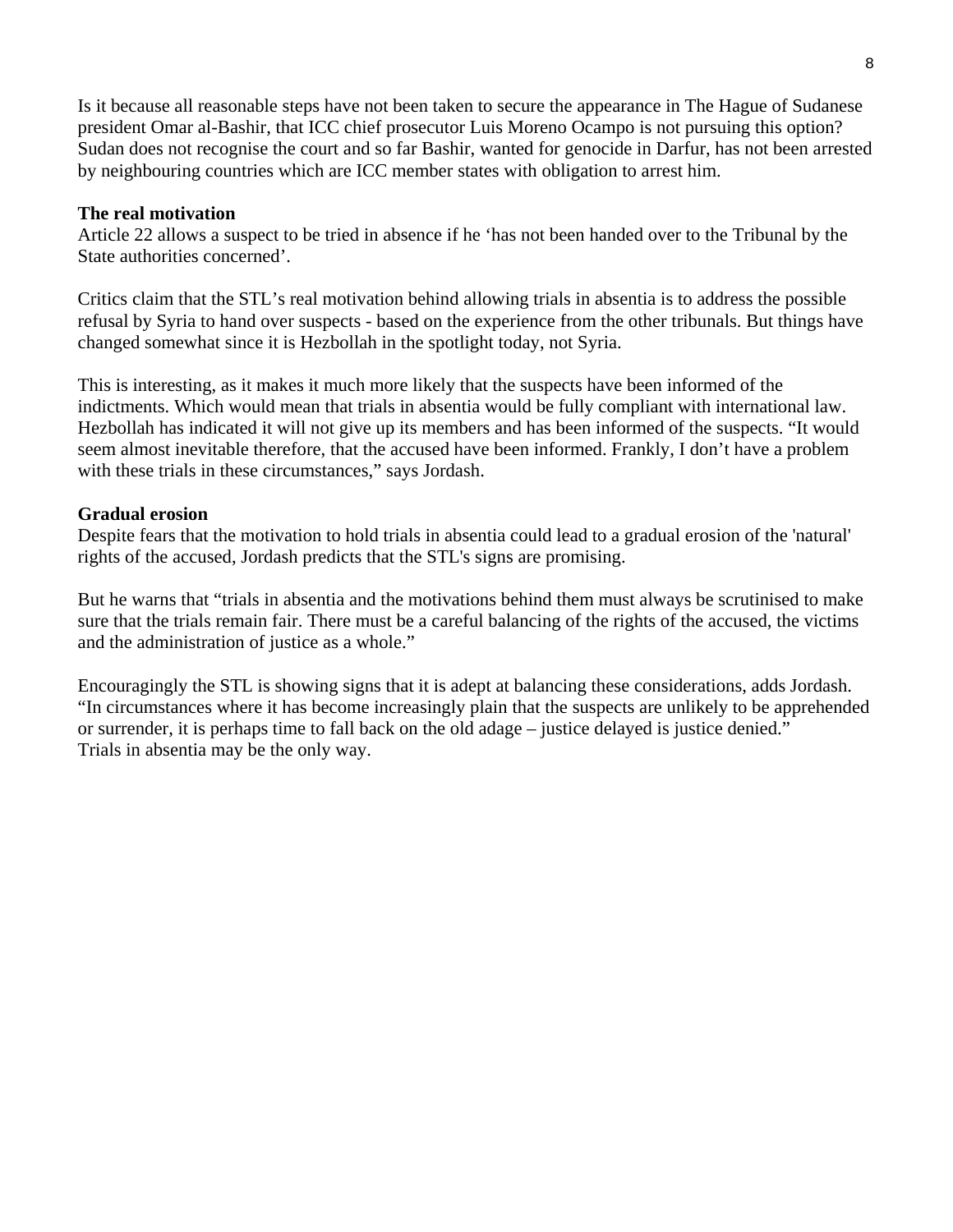Is it because all reasonable steps have not been taken to secure the appearance in The Hague of Sudanese president Omar al-Bashir, that ICC chief prosecutor Luis Moreno Ocampo is not pursuing this option? Sudan does not recognise the court and so far Bashir, wanted for genocide in Darfur, has not been arrested by neighbouring countries which are ICC member states with obligation to arrest him.

**The real motivation**

Article 22 allows a suspect to be tried in absence if he 'has not been handed over to the Tribunal by the State authorities concerned'.

Critics claim that the STL's real motivation behind allowing trials in absentia is to address the possible refusal by Syria to hand over suspects - based on the experience from the other tribunals. But things have changed somewhat since it is Hezbollah in the spotlight today, not Syria.

This is interesting, as it makes it much more likely that the suspects have been informed of the indictments. Which would mean that trials in absentia would be fully compliant with international law. Hezbollah has indicated it will not give up its members and has been informed of the suspects. "It would seem almost inevitable therefore, that the accused have been informed. Frankly, I don't have a problem with these trials in these circumstances," says Jordash.

**Gradual erosion**

Despite fears that the motivation to hold trials in absentia could lead to a gradual erosion of the 'natural' rights of the accused, Jordash predicts that the STL's signs are promising.

But he warns that "trials in absentia and the motivations behind them must always be scrutinised to make sure that the trials remain fair. There must be a careful balancing of the rights of the accused, the victims and the administration of justice as a whole."

Encouragingly the STL is showing signs that it is adept at balancing these considerations, adds Jordash. "In circumstances where it has become increasingly plain that the suspects are unlikely to be apprehended or surrender, it is perhaps time to fall back on the old adage – justice delayed is justice denied."
Trials in absentia may be the only way.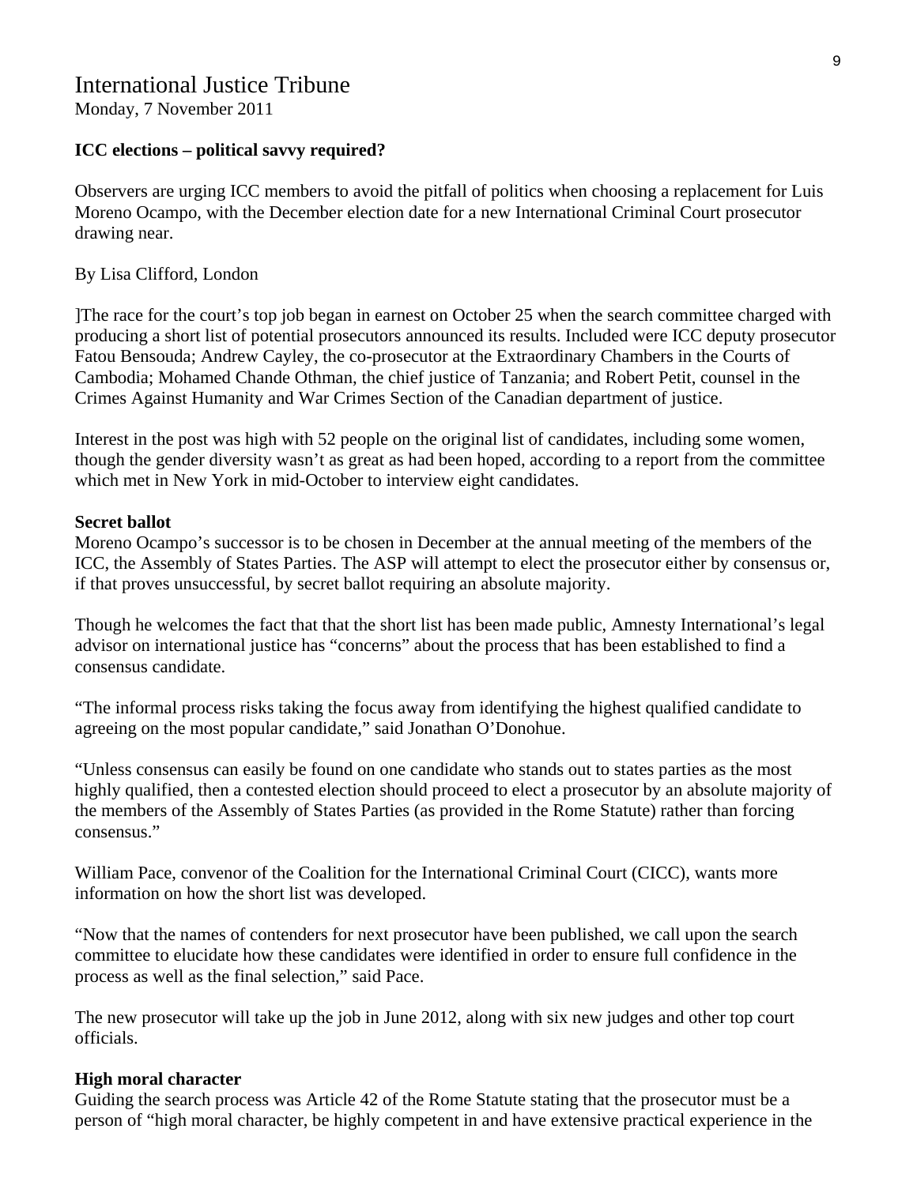# International Justice Tribune

Monday, 7 November 2011

**ICC elections – political savvy required?**

Observers are urging ICC members to avoid the pitfall of politics when choosing a replacement for Luis Moreno Ocampo, with the December election date for a new International Criminal Court prosecutor drawing near.

By Lisa Clifford, London

]The race for the court's top job began in earnest on October 25 when the search committee charged with producing a short list of potential prosecutors announced its results. Included were ICC deputy prosecutor Fatou Bensouda; Andrew Cayley, the co-prosecutor at the Extraordinary Chambers in the Courts of Cambodia; Mohamed Chande Othman, the chief justice of Tanzania; and Robert Petit, counsel in the Crimes Against Humanity and War Crimes Section of the Canadian department of justice.

Interest in the post was high with 52 people on the original list of candidates, including some women, though the gender diversity wasn't as great as had been hoped, according to a report from the committee which met in New York in mid-October to interview eight candidates.

**Secret ballot**

Moreno Ocampo's successor is to be chosen in December at the annual meeting of the members of the ICC, the Assembly of States Parties. The ASP will attempt to elect the prosecutor either by consensus or, if that proves unsuccessful, by secret ballot requiring an absolute majority.

Though he welcomes the fact that that the short list has been made public, Amnesty International's legal advisor on international justice has "concerns" about the process that has been established to find a consensus candidate.

"The informal process risks taking the focus away from identifying the highest qualified candidate to agreeing on the most popular candidate," said Jonathan O'Donohue.

"Unless consensus can easily be found on one candidate who stands out to states parties as the most highly qualified, then a contested election should proceed to elect a prosecutor by an absolute majority of the members of the Assembly of States Parties (as provided in the Rome Statute) rather than forcing consensus."

William Pace, convenor of the Coalition for the International Criminal Court (CICC), wants more information on how the short list was developed.

"Now that the names of contenders for next prosecutor have been published, we call upon the search committee to elucidate how these candidates were identified in order to ensure full confidence in the process as well as the final selection," said Pace.

The new prosecutor will take up the job in June 2012, along with six new judges and other top court officials.

**High moral character**

Guiding the search process was Article 42 of the Rome Statute stating that the prosecutor must be a person of "high moral character, be highly competent in and have extensive practical experience in the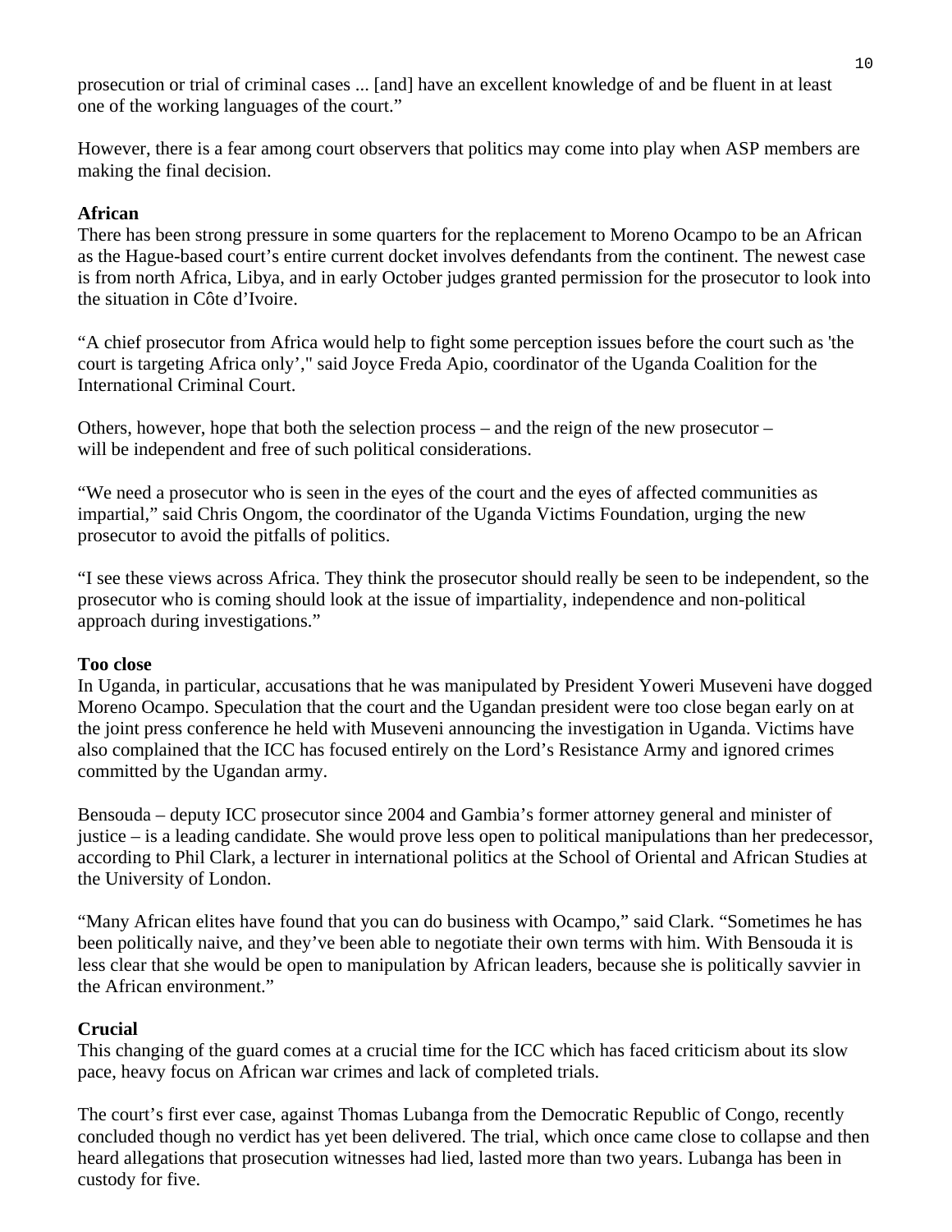prosecution or trial of criminal cases ... [and] have an excellent knowledge of and be fluent in at least one of the working languages of the court."

However, there is a fear among court observers that politics may come into play when ASP members are making the final decision.

**African**

There has been strong pressure in some quarters for the replacement to Moreno Ocampo to be an African as the Hague-based court's entire current docket involves defendants from the continent. The newest case is from north Africa, Libya, and in early October judges granted permission for the prosecutor to look into the situation in Côte d'Ivoire.

"A chief prosecutor from Africa would help to fight some perception issues before the court such as 'the court is targeting Africa only'," said Joyce Freda Apio, coordinator of the Uganda Coalition for the International Criminal Court.

Others, however, hope that both the selection process – and the reign of the new prosecutor – will be independent and free of such political considerations.

"We need a prosecutor who is seen in the eyes of the court and the eyes of affected communities as impartial," said Chris Ongom, the coordinator of the Uganda Victims Foundation, urging the new prosecutor to avoid the pitfalls of politics.

"I see these views across Africa. They think the prosecutor should really be seen to be independent, so the prosecutor who is coming should look at the issue of impartiality, independence and non-political approach during investigations."

**Too close**

In Uganda, in particular, accusations that he was manipulated by President Yoweri Museveni have dogged Moreno Ocampo. Speculation that the court and the Ugandan president were too close began early on at the joint press conference he held with Museveni announcing the investigation in Uganda. Victims have also complained that the ICC has focused entirely on the Lord's Resistance Army and ignored crimes committed by the Ugandan army.

Bensouda – deputy ICC prosecutor since 2004 and Gambia's former attorney general and minister of justice – is a leading candidate. She would prove less open to political manipulations than her predecessor, according to Phil Clark, a lecturer in international politics at the School of Oriental and African Studies at the University of London.

"Many African elites have found that you can do business with Ocampo," said Clark. "Sometimes he has been politically naive, and they've been able to negotiate their own terms with him. With Bensouda it is less clear that she would be open to manipulation by African leaders, because she is politically savvier in the African environment."

**Crucial**

This changing of the guard comes at a crucial time for the ICC which has faced criticism about its slow pace, heavy focus on African war crimes and lack of completed trials.

The court's first ever case, against Thomas Lubanga from the Democratic Republic of Congo, recently concluded though no verdict has yet been delivered. The trial, which once came close to collapse and then heard allegations that prosecution witnesses had lied, lasted more than two years. Lubanga has been in custody for five.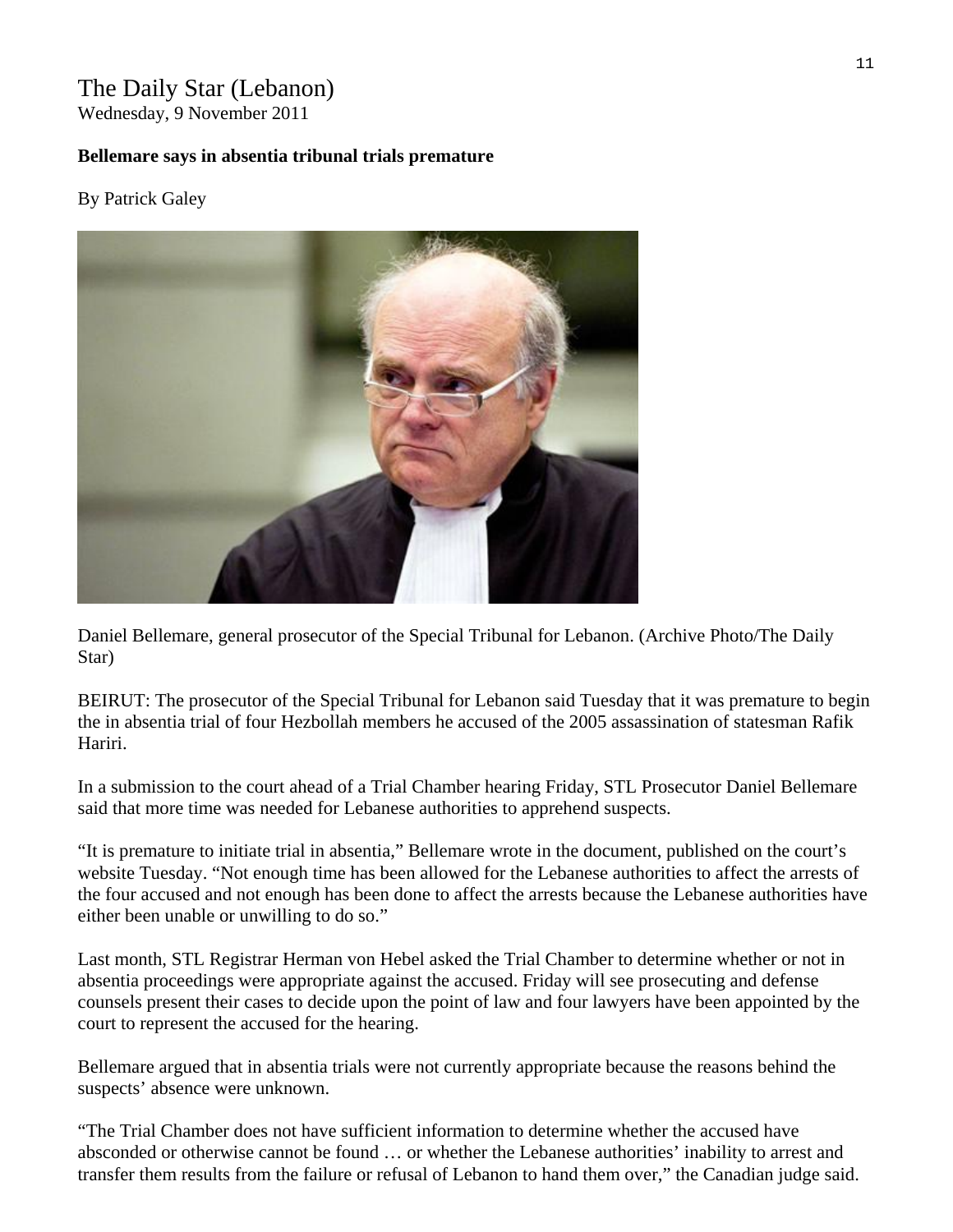The Daily Star (Lebanon)
Wednesday, 9 November 2011

**Bellemare says in absentia tribunal trials premature**

By Patrick Galey

Daniel Bellemare, general prosecutor of the Special Tribunal for Lebanon. (Archive Photo/The Daily Star)

BEIRUT: The prosecutor of the Special Tribunal for Lebanon said Tuesday that it was premature to begin the in absentia trial of four Hezbollah members he accused of the 2005 assassination of statesman Rafik Hariri.

In a submission to the court ahead of a Trial Chamber hearing Friday, STL Prosecutor Daniel Bellemare said that more time was needed for Lebanese authorities to apprehend suspects.

"It is premature to initiate trial in absentia," Bellemare wrote in the document, published on the court's website Tuesday. "Not enough time has been allowed for the Lebanese authorities to affect the arrests of the four accused and not enough has been done to affect the arrests because the Lebanese authorities have either been unable or unwilling to do so."

Last month, STL Registrar Herman von Hebel asked the Trial Chamber to determine whether or not in absentia proceedings were appropriate against the accused. Friday will see prosecuting and defense counsels present their cases to decide upon the point of law and four lawyers have been appointed by the court to represent the accused for the hearing.

Bellemare argued that in absentia trials were not currently appropriate because the reasons behind the suspects' absence were unknown.

"The Trial Chamber does not have sufficient information to determine whether the accused have absconded or otherwise cannot be found … or whether the Lebanese authorities' inability to arrest and transfer them results from the failure or refusal of Lebanon to hand them over," the Canadian judge said.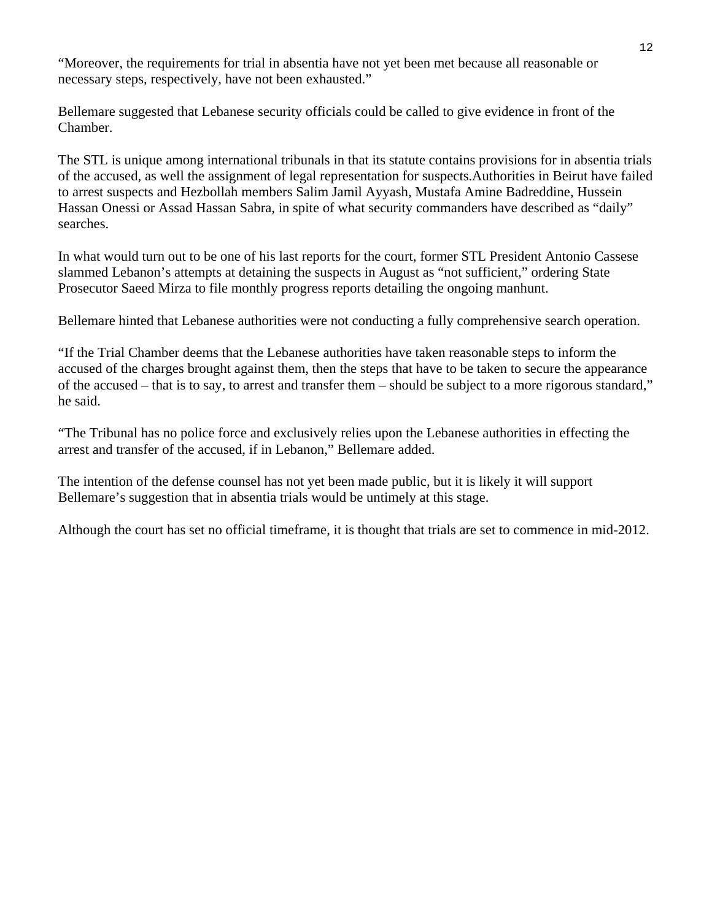“Moreover, the requirements for trial in absentia have not yet been met because all reasonable or necessary steps, respectively, have not been exhausted.”

Bellemare suggested that Lebanese security officials could be called to give evidence in front of the Chamber.

The STL is unique among international tribunals in that its statute contains provisions for in absentia trials of the accused, as well the assignment of legal representation for suspects.Authorities in Beirut have failed to arrest suspects and Hezbollah members Salim Jamil Ayyash, Mustafa Amine Badreddine, Hussein Hassan Onessi or Assad Hassan Sabra, in spite of what security commanders have described as “daily” searches.

In what would turn out to be one of his last reports for the court, former STL President Antonio Cassese slammed Lebanon’s attempts at detaining the suspects in August as “not sufficient,” ordering State Prosecutor Saeed Mirza to file monthly progress reports detailing the ongoing manhunt.

Bellemare hinted that Lebanese authorities were not conducting a fully comprehensive search operation.

“If the Trial Chamber deems that the Lebanese authorities have taken reasonable steps to inform the accused of the charges brought against them, then the steps that have to be taken to secure the appearance of the accused – that is to say, to arrest and transfer them – should be subject to a more rigorous standard,” he said.

“The Tribunal has no police force and exclusively relies upon the Lebanese authorities in effecting the arrest and transfer of the accused, if in Lebanon,” Bellemare added.

The intention of the defense counsel has not yet been made public, but it is likely it will support Bellemare’s suggestion that in absentia trials would be untimely at this stage.

Although the court has set no official timeframe, it is thought that trials are set to commence in mid-2012.